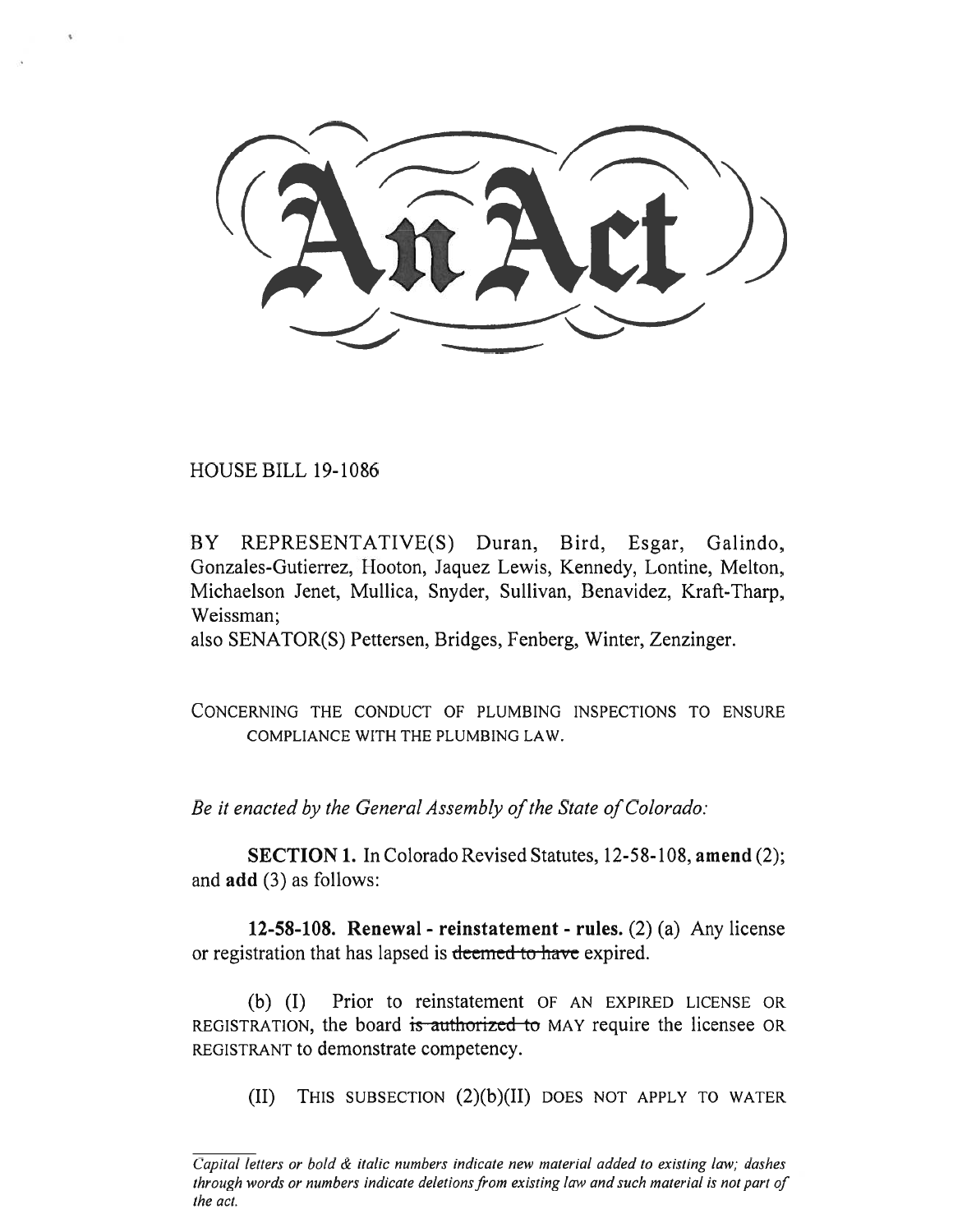# An Act

HOUSE BILL 19-1086

BY REPRESENTATIVE(S) Duran, Bird, Esgar, Galindo, Gonzales-Gutierrez, Hooton, Jaquez Lewis, Kennedy, Lontine, Melton, Michaelson Jenet, Mullica, Snyder, Sullivan, Benavidez, Kraft-Tharp, Weissman;
also SENATOR(S) Pettersen, Bridges, Fenberg, Winter, Zenzinger.

CONCERNING THE CONDUCT OF PLUMBING INSPECTIONS TO ENSURE COMPLIANCE WITH THE PLUMBING LAW.

*Be it enacted by the General Assembly of the State of Colorado:*

**SECTION 1.** In Colorado Revised Statutes, 12-58-108, **amend** (2); and **add** (3) as follows:

**12-58-108. Renewal - reinstatement - rules.** (2) (a) Any license or registration that has lapsed is ~~deemed to have~~ expired.

(b) (I) Prior to reinstatement OF AN EXPIRED LICENSE OR REGISTRATION, the board ~~is authorized to~~ MAY require the licensee OR REGISTRANT to demonstrate competency.

(II) THIS SUBSECTION (2)(b)(II) DOES NOT APPLY TO WATER

*Capital letters or bold & italic numbers indicate new material added to existing law; dashes through words or numbers indicate deletions from existing law and such material is not part of the act.*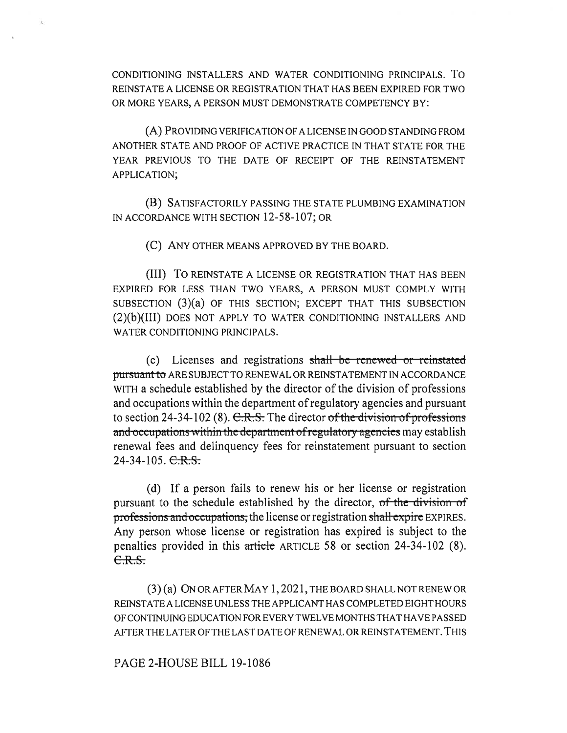CONDITIONING INSTALLERS AND WATER CONDITIONING PRINCIPALS. TO REINSTATE A LICENSE OR REGISTRATION THAT HAS BEEN EXPIRED FOR TWO OR MORE YEARS, A PERSON MUST DEMONSTRATE COMPETENCY BY:

(A) PROVIDING VERIFICATION OF A LICENSE IN GOOD STANDING FROM ANOTHER STATE AND PROOF OF ACTIVE PRACTICE IN THAT STATE FOR THE YEAR PREVIOUS TO THE DATE OF RECEIPT OF THE REINSTATEMENT APPLICATION;

(B) SATISFACTORILY PASSING THE STATE PLUMBING EXAMINATION IN ACCORDANCE WITH SECTION 12-58-107; OR

(C) ANY OTHER MEANS APPROVED BY THE BOARD.

(III) TO REINSTATE A LICENSE OR REGISTRATION THAT HAS BEEN EXPIRED FOR LESS THAN TWO YEARS, A PERSON MUST COMPLY WITH SUBSECTION (3)(a) OF THIS SECTION; EXCEPT THAT THIS SUBSECTION (2)(b)(III) DOES NOT APPLY TO WATER CONDITIONING INSTALLERS AND WATER CONDITIONING PRINCIPALS.

(c) Licenses and registrations ~~shall be renewed or reinstated pursuant to~~ ARE SUBJECT TO RENEWAL OR REINSTATEMENT IN ACCORDANCE WITH a schedule established by the director of the division of professions and occupations within the department of regulatory agencies and pursuant to section 24-34-102 (8). ~~C.R.S.~~ The director ~~of the division of professions and occupations within the department of regulatory agencies~~ may establish renewal fees and delinquency fees for reinstatement pursuant to section 24-34-105. ~~C.R.S.~~

(d) If a person fails to renew his or her license or registration pursuant to the schedule established by the director, ~~of the division of professions and occupations,~~ the license or registration ~~shall expire~~ EXPIRES. Any person whose license or registration has expired is subject to the penalties provided in this ~~article~~ ARTICLE 58 or section 24-34-102 (8). ~~C.R.S.~~

(3) (a) ON OR AFTER MAY 1, 2021, THE BOARD SHALL NOT RENEW OR REINSTATE A LICENSE UNLESS THE APPLICANT HAS COMPLETED EIGHT HOURS OF CONTINUING EDUCATION FOR EVERY TWELVE MONTHS THAT HAVE PASSED AFTER THE LATER OF THE LAST DATE OF RENEWAL OR REINSTATEMENT. THIS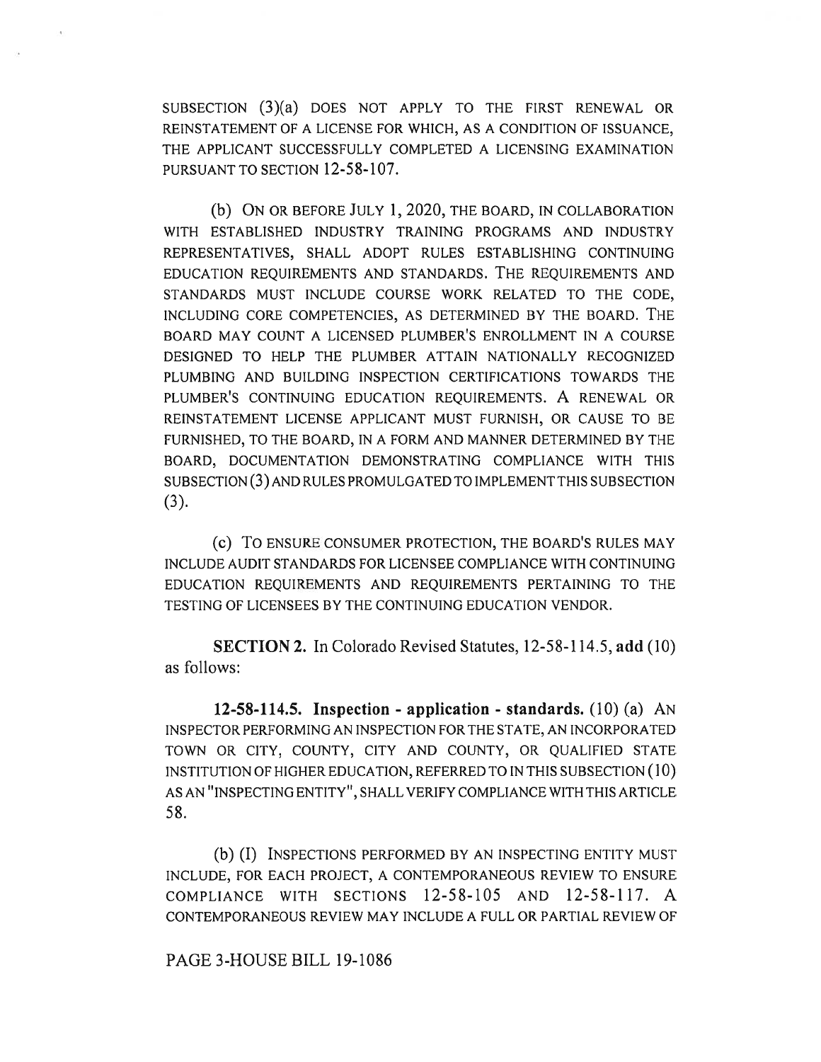SUBSECTION (3)(a) DOES NOT APPLY TO THE FIRST RENEWAL OR REINSTATEMENT OF A LICENSE FOR WHICH, AS A CONDITION OF ISSUANCE, THE APPLICANT SUCCESSFULLY COMPLETED A LICENSING EXAMINATION PURSUANT TO SECTION 12-58-107.

(b) ON OR BEFORE JULY 1, 2020, THE BOARD, IN COLLABORATION WITH ESTABLISHED INDUSTRY TRAINING PROGRAMS AND INDUSTRY REPRESENTATIVES, SHALL ADOPT RULES ESTABLISHING CONTINUING EDUCATION REQUIREMENTS AND STANDARDS. THE REQUIREMENTS AND STANDARDS MUST INCLUDE COURSE WORK RELATED TO THE CODE, INCLUDING CORE COMPETENCIES, AS DETERMINED BY THE BOARD. THE BOARD MAY COUNT A LICENSED PLUMBER'S ENROLLMENT IN A COURSE DESIGNED TO HELP THE PLUMBER ATTAIN NATIONALLY RECOGNIZED PLUMBING AND BUILDING INSPECTION CERTIFICATIONS TOWARDS THE PLUMBER'S CONTINUING EDUCATION REQUIREMENTS. A RENEWAL OR REINSTATEMENT LICENSE APPLICANT MUST FURNISH, OR CAUSE TO BE FURNISHED, TO THE BOARD, IN A FORM AND MANNER DETERMINED BY THE BOARD, DOCUMENTATION DEMONSTRATING COMPLIANCE WITH THIS SUBSECTION (3) AND RULES PROMULGATED TO IMPLEMENT THIS SUBSECTION (3).

(c) TO ENSURE CONSUMER PROTECTION, THE BOARD'S RULES MAY INCLUDE AUDIT STANDARDS FOR LICENSEE COMPLIANCE WITH CONTINUING EDUCATION REQUIREMENTS AND REQUIREMENTS PERTAINING TO THE TESTING OF LICENSEES BY THE CONTINUING EDUCATION VENDOR.

**SECTION 2.** In Colorado Revised Statutes, 12-58-114.5, **add** (10) as follows:

**12-58-114.5. Inspection - application - standards.** (10) (a) AN INSPECTOR PERFORMING AN INSPECTION FOR THE STATE, AN INCORPORATED TOWN OR CITY, COUNTY, CITY AND COUNTY, OR QUALIFIED STATE INSTITUTION OF HIGHER EDUCATION, REFERRED TO IN THIS SUBSECTION (10) AS AN "INSPECTING ENTITY", SHALL VERIFY COMPLIANCE WITH THIS ARTICLE 58.

(b) (I) INSPECTIONS PERFORMED BY AN INSPECTING ENTITY MUST INCLUDE, FOR EACH PROJECT, A CONTEMPORANEOUS REVIEW TO ENSURE COMPLIANCE WITH SECTIONS 12-58-105 AND 12-58-117. A CONTEMPORANEOUS REVIEW MAY INCLUDE A FULL OR PARTIAL REVIEW OF

PAGE 3-HOUSE BILL 19-1086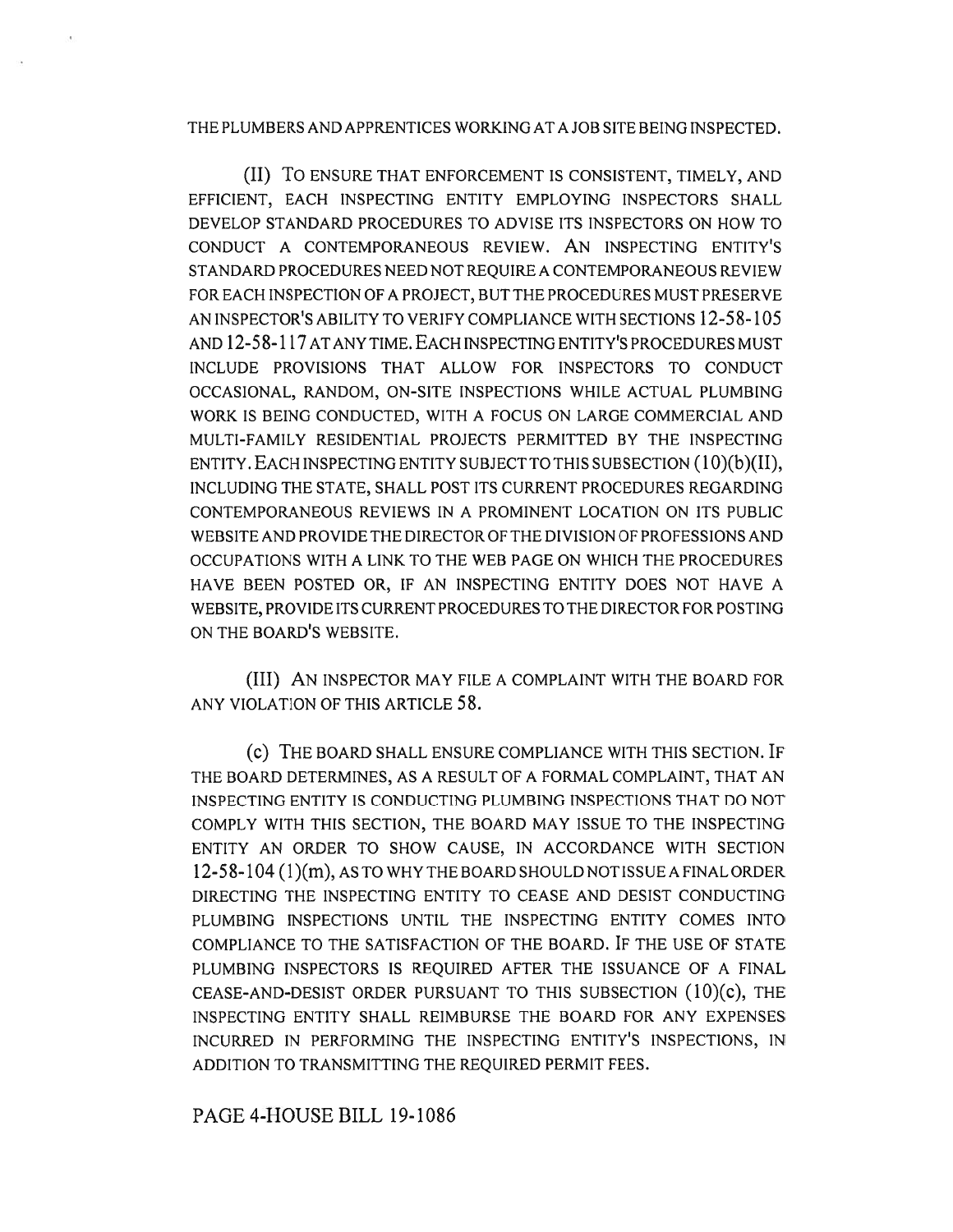THE PLUMBERS AND APPRENTICES WORKING AT A JOB SITE BEING INSPECTED.

(II) TO ENSURE THAT ENFORCEMENT IS CONSISTENT, TIMELY, AND EFFICIENT, EACH INSPECTING ENTITY EMPLOYING INSPECTORS SHALL DEVELOP STANDARD PROCEDURES TO ADVISE ITS INSPECTORS ON HOW TO CONDUCT A CONTEMPORANEOUS REVIEW. AN INSPECTING ENTITY'S STANDARD PROCEDURES NEED NOT REQUIRE A CONTEMPORANEOUS REVIEW FOR EACH INSPECTION OF A PROJECT, BUT THE PROCEDURES MUST PRESERVE AN INSPECTOR'S ABILITY TO VERIFY COMPLIANCE WITH SECTIONS 12-58-105 AND 12-58-117 AT ANY TIME. EACH INSPECTING ENTITY'S PROCEDURES MUST INCLUDE PROVISIONS THAT ALLOW FOR INSPECTORS TO CONDUCT OCCASIONAL, RANDOM, ON-SITE INSPECTIONS WHILE ACTUAL PLUMBING WORK IS BEING CONDUCTED, WITH A FOCUS ON LARGE COMMERCIAL AND MULTI-FAMILY RESIDENTIAL PROJECTS PERMITTED BY THE INSPECTING ENTITY. EACH INSPECTING ENTITY SUBJECT TO THIS SUBSECTION (10)(b)(II), INCLUDING THE STATE, SHALL POST ITS CURRENT PROCEDURES REGARDING CONTEMPORANEOUS REVIEWS IN A PROMINENT LOCATION ON ITS PUBLIC WEBSITE AND PROVIDE THE DIRECTOR OF THE DIVISION OF PROFESSIONS AND OCCUPATIONS WITH A LINK TO THE WEB PAGE ON WHICH THE PROCEDURES HAVE BEEN POSTED OR, IF AN INSPECTING ENTITY DOES NOT HAVE A WEBSITE, PROVIDE ITS CURRENT PROCEDURES TO THE DIRECTOR FOR POSTING ON THE BOARD'S WEBSITE.

(III) AN INSPECTOR MAY FILE A COMPLAINT WITH THE BOARD FOR ANY VIOLATION OF THIS ARTICLE 58.

(c) THE BOARD SHALL ENSURE COMPLIANCE WITH THIS SECTION. IF THE BOARD DETERMINES, AS A RESULT OF A FORMAL COMPLAINT, THAT AN INSPECTING ENTITY IS CONDUCTING PLUMBING INSPECTIONS THAT DO NOT COMPLY WITH THIS SECTION, THE BOARD MAY ISSUE TO THE INSPECTING ENTITY AN ORDER TO SHOW CAUSE, IN ACCORDANCE WITH SECTION 12-58-104 (1)(m), AS TO WHY THE BOARD SHOULD NOT ISSUE A FINAL ORDER DIRECTING THE INSPECTING ENTITY TO CEASE AND DESIST CONDUCTING PLUMBING INSPECTIONS UNTIL THE INSPECTING ENTITY COMES INTO COMPLIANCE TO THE SATISFACTION OF THE BOARD. IF THE USE OF STATE PLUMBING INSPECTORS IS REQUIRED AFTER THE ISSUANCE OF A FINAL CEASE-AND-DESIST ORDER PURSUANT TO THIS SUBSECTION (10)(c), THE INSPECTING ENTITY SHALL REIMBURSE THE BOARD FOR ANY EXPENSES INCURRED IN PERFORMING THE INSPECTING ENTITY'S INSPECTIONS, IN ADDITION TO TRANSMITTING THE REQUIRED PERMIT FEES.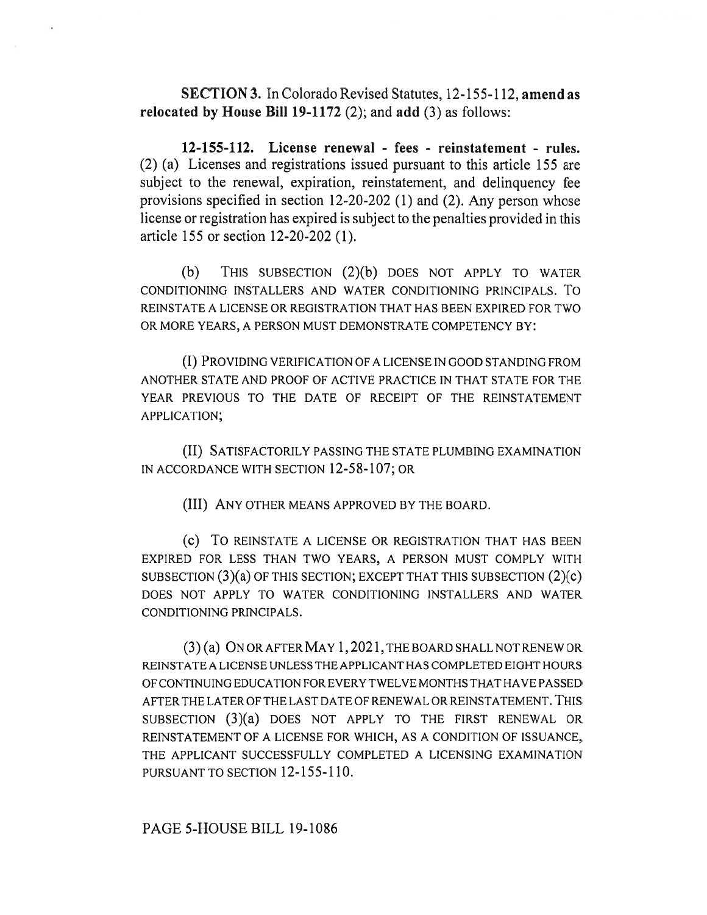**SECTION 3.** In Colorado Revised Statutes, 12-155-112, **amend as relocated by House Bill 19-1172** (2); and **add** (3) as follows:

**12-155-112. License renewal - fees - reinstatement - rules.** (2) (a) Licenses and registrations issued pursuant to this article 155 are subject to the renewal, expiration, reinstatement, and delinquency fee provisions specified in section 12-20-202 (1) and (2). Any person whose license or registration has expired is subject to the penalties provided in this article 155 or section 12-20-202 (1).

(b) THIS SUBSECTION (2)(b) DOES NOT APPLY TO WATER CONDITIONING INSTALLERS AND WATER CONDITIONING PRINCIPALS. TO REINSTATE A LICENSE OR REGISTRATION THAT HAS BEEN EXPIRED FOR TWO OR MORE YEARS, A PERSON MUST DEMONSTRATE COMPETENCY BY:

(I) PROVIDING VERIFICATION OF A LICENSE IN GOOD STANDING FROM ANOTHER STATE AND PROOF OF ACTIVE PRACTICE IN THAT STATE FOR THE YEAR PREVIOUS TO THE DATE OF RECEIPT OF THE REINSTATEMENT APPLICATION;

(II) SATISFACTORILY PASSING THE STATE PLUMBING EXAMINATION IN ACCORDANCE WITH SECTION 12-58-107; OR

(III) ANY OTHER MEANS APPROVED BY THE BOARD.

(c) TO REINSTATE A LICENSE OR REGISTRATION THAT HAS BEEN EXPIRED FOR LESS THAN TWO YEARS, A PERSON MUST COMPLY WITH SUBSECTION (3)(a) OF THIS SECTION; EXCEPT THAT THIS SUBSECTION (2)(c) DOES NOT APPLY TO WATER CONDITIONING INSTALLERS AND WATER CONDITIONING PRINCIPALS.

(3) (a) ON OR AFTER MAY 1, 2021, THE BOARD SHALL NOT RENEW OR REINSTATE A LICENSE UNLESS THE APPLICANT HAS COMPLETED EIGHT HOURS OF CONTINUING EDUCATION FOR EVERY TWELVE MONTHS THAT HAVE PASSED AFTER THE LATER OF THE LAST DATE OF RENEWAL OR REINSTATEMENT. THIS SUBSECTION (3)(a) DOES NOT APPLY TO THE FIRST RENEWAL OR REINSTATEMENT OF A LICENSE FOR WHICH, AS A CONDITION OF ISSUANCE, THE APPLICANT SUCCESSFULLY COMPLETED A LICENSING EXAMINATION PURSUANT TO SECTION 12-155-110.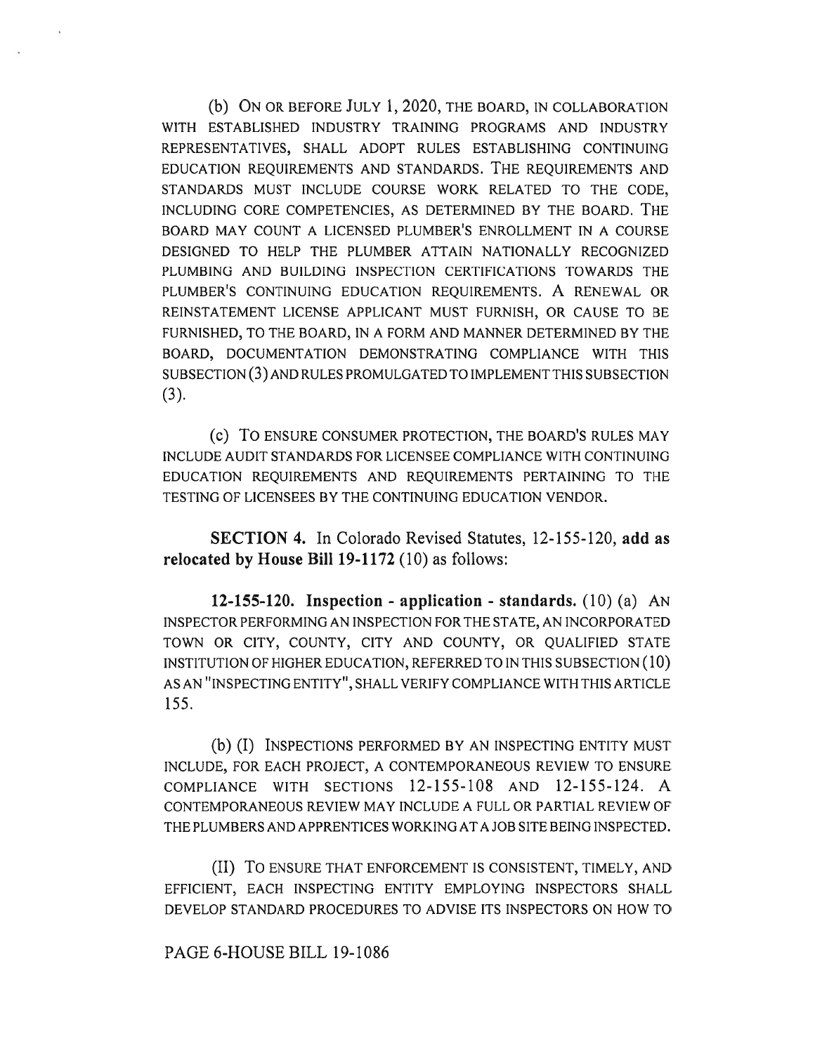(b) ON OR BEFORE JULY 1, 2020, THE BOARD, IN COLLABORATION WITH ESTABLISHED INDUSTRY TRAINING PROGRAMS AND INDUSTRY REPRESENTATIVES, SHALL ADOPT RULES ESTABLISHING CONTINUING EDUCATION REQUIREMENTS AND STANDARDS. THE REQUIREMENTS AND STANDARDS MUST INCLUDE COURSE WORK RELATED TO THE CODE, INCLUDING CORE COMPETENCIES, AS DETERMINED BY THE BOARD. THE BOARD MAY COUNT A LICENSED PLUMBER'S ENROLLMENT IN A COURSE DESIGNED TO HELP THE PLUMBER ATTAIN NATIONALLY RECOGNIZED PLUMBING AND BUILDING INSPECTION CERTIFICATIONS TOWARDS THE PLUMBER'S CONTINUING EDUCATION REQUIREMENTS. A RENEWAL OR REINSTATEMENT LICENSE APPLICANT MUST FURNISH, OR CAUSE TO BE FURNISHED, TO THE BOARD, IN A FORM AND MANNER DETERMINED BY THE BOARD, DOCUMENTATION DEMONSTRATING COMPLIANCE WITH THIS SUBSECTION (3) AND RULES PROMULGATED TO IMPLEMENT THIS SUBSECTION (3).

(c) TO ENSURE CONSUMER PROTECTION, THE BOARD'S RULES MAY INCLUDE AUDIT STANDARDS FOR LICENSEE COMPLIANCE WITH CONTINUING EDUCATION REQUIREMENTS AND REQUIREMENTS PERTAINING TO THE TESTING OF LICENSEES BY THE CONTINUING EDUCATION VENDOR.

**SECTION 4.** In Colorado Revised Statutes, 12-155-120, **add as relocated by House Bill 19-1172** (10) as follows:

**12-155-120. Inspection - application - standards.** (10) (a) AN INSPECTOR PERFORMING AN INSPECTION FOR THE STATE, AN INCORPORATED TOWN OR CITY, COUNTY, CITY AND COUNTY, OR QUALIFIED STATE INSTITUTION OF HIGHER EDUCATION, REFERRED TO IN THIS SUBSECTION (10) AS AN "INSPECTING ENTITY", SHALL VERIFY COMPLIANCE WITH THIS ARTICLE 155.

(b) (I) INSPECTIONS PERFORMED BY AN INSPECTING ENTITY MUST INCLUDE, FOR EACH PROJECT, A CONTEMPORANEOUS REVIEW TO ENSURE COMPLIANCE WITH SECTIONS 12-155-108 AND 12-155-124. A CONTEMPORANEOUS REVIEW MAY INCLUDE A FULL OR PARTIAL REVIEW OF THE PLUMBERS AND APPRENTICES WORKING AT A JOB SITE BEING INSPECTED.

(II) TO ENSURE THAT ENFORCEMENT IS CONSISTENT, TIMELY, AND EFFICIENT, EACH INSPECTING ENTITY EMPLOYING INSPECTORS SHALL DEVELOP STANDARD PROCEDURES TO ADVISE ITS INSPECTORS ON HOW TO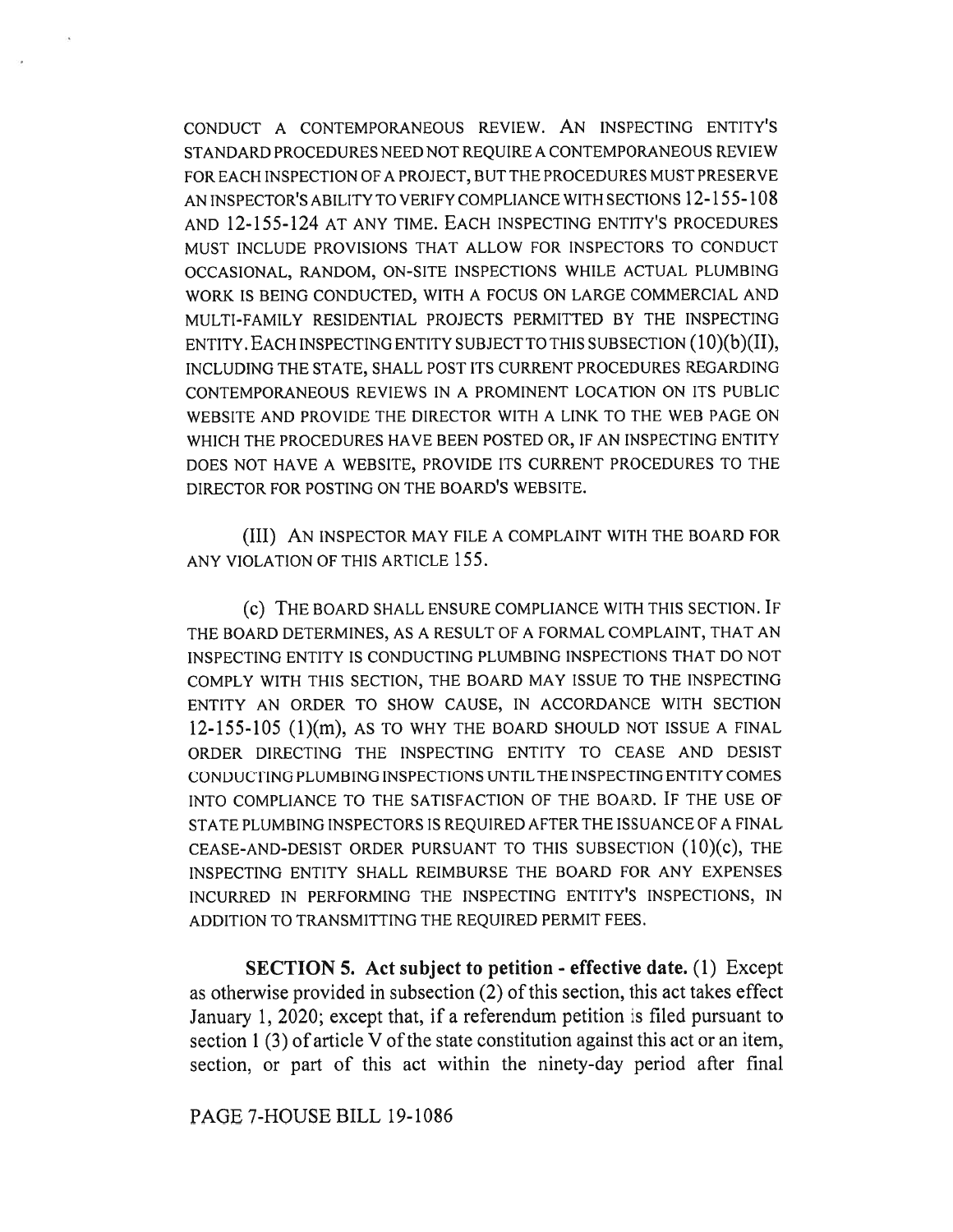CONDUCT A CONTEMPORANEOUS REVIEW. AN INSPECTING ENTITY'S STANDARD PROCEDURES NEED NOT REQUIRE A CONTEMPORANEOUS REVIEW FOR EACH INSPECTION OF A PROJECT, BUT THE PROCEDURES MUST PRESERVE AN INSPECTOR'S ABILITY TO VERIFY COMPLIANCE WITH SECTIONS 12-155-108 AND 12-155-124 AT ANY TIME. EACH INSPECTING ENTITY'S PROCEDURES MUST INCLUDE PROVISIONS THAT ALLOW FOR INSPECTORS TO CONDUCT OCCASIONAL, RANDOM, ON-SITE INSPECTIONS WHILE ACTUAL PLUMBING WORK IS BEING CONDUCTED, WITH A FOCUS ON LARGE COMMERCIAL AND MULTI-FAMILY RESIDENTIAL PROJECTS PERMITTED BY THE INSPECTING ENTITY. EACH INSPECTING ENTITY SUBJECT TO THIS SUBSECTION (10)(b)(II), INCLUDING THE STATE, SHALL POST ITS CURRENT PROCEDURES REGARDING CONTEMPORANEOUS REVIEWS IN A PROMINENT LOCATION ON ITS PUBLIC WEBSITE AND PROVIDE THE DIRECTOR WITH A LINK TO THE WEB PAGE ON WHICH THE PROCEDURES HAVE BEEN POSTED OR, IF AN INSPECTING ENTITY DOES NOT HAVE A WEBSITE, PROVIDE ITS CURRENT PROCEDURES TO THE DIRECTOR FOR POSTING ON THE BOARD'S WEBSITE.

(III) AN INSPECTOR MAY FILE A COMPLAINT WITH THE BOARD FOR ANY VIOLATION OF THIS ARTICLE 155.

(c) THE BOARD SHALL ENSURE COMPLIANCE WITH THIS SECTION. IF THE BOARD DETERMINES, AS A RESULT OF A FORMAL COMPLAINT, THAT AN INSPECTING ENTITY IS CONDUCTING PLUMBING INSPECTIONS THAT DO NOT COMPLY WITH THIS SECTION, THE BOARD MAY ISSUE TO THE INSPECTING ENTITY AN ORDER TO SHOW CAUSE, IN ACCORDANCE WITH SECTION 12-155-105 (1)(m), AS TO WHY THE BOARD SHOULD NOT ISSUE A FINAL ORDER DIRECTING THE INSPECTING ENTITY TO CEASE AND DESIST CONDUCTING PLUMBING INSPECTIONS UNTIL THE INSPECTING ENTITY COMES INTO COMPLIANCE TO THE SATISFACTION OF THE BOARD. IF THE USE OF STATE PLUMBING INSPECTORS IS REQUIRED AFTER THE ISSUANCE OF A FINAL CEASE-AND-DESIST ORDER PURSUANT TO THIS SUBSECTION (10)(c), THE INSPECTING ENTITY SHALL REIMBURSE THE BOARD FOR ANY EXPENSES INCURRED IN PERFORMING THE INSPECTING ENTITY'S INSPECTIONS, IN ADDITION TO TRANSMITTING THE REQUIRED PERMIT FEES.

**SECTION 5. Act subject to petition - effective date.** (1) Except as otherwise provided in subsection (2) of this section, this act takes effect January 1, 2020; except that, if a referendum petition is filed pursuant to section 1 (3) of article V of the state constitution against this act or an item, section, or part of this act within the ninety-day period after final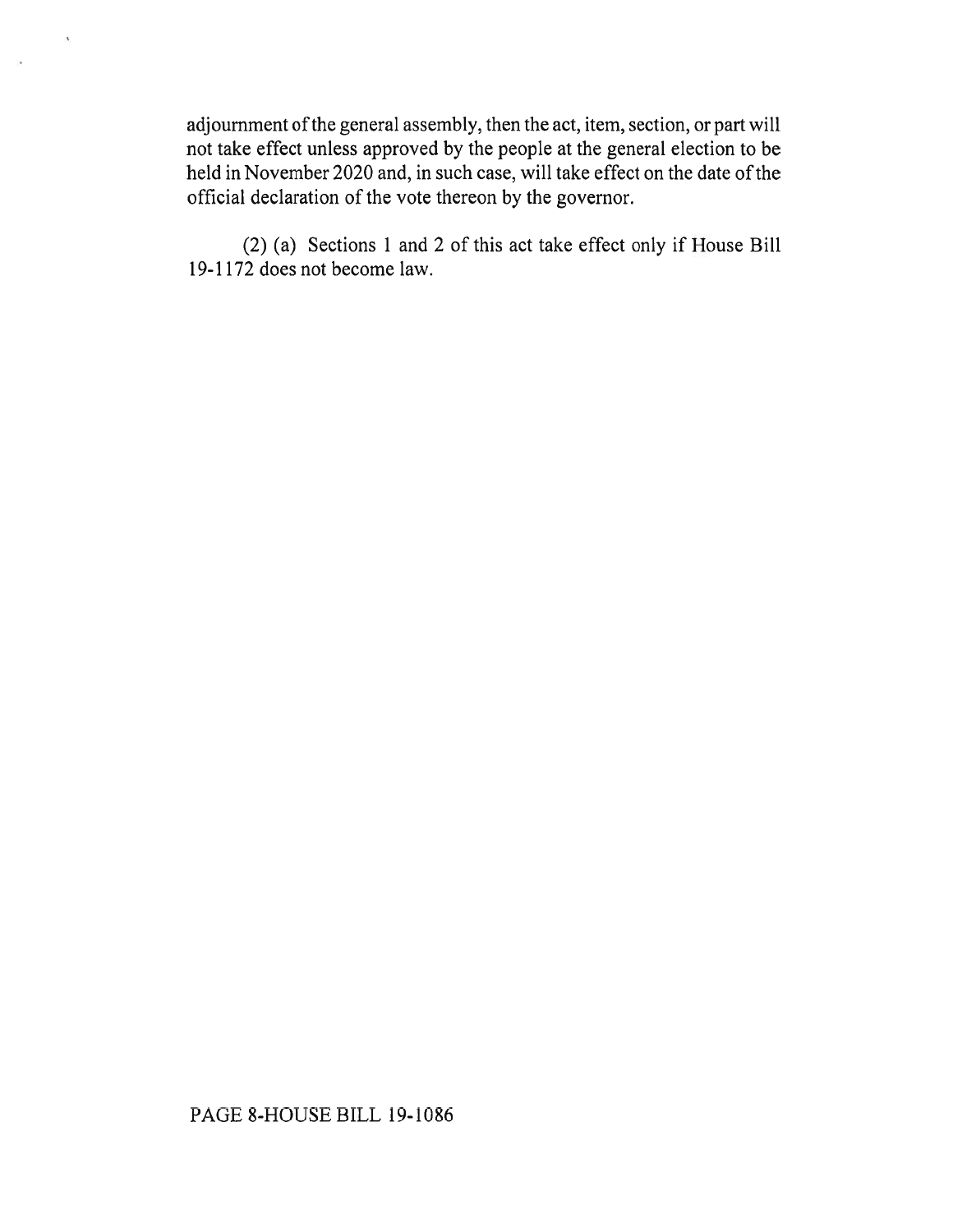adjournment of the general assembly, then the act, item, section, or part will not take effect unless approved by the people at the general election to be held in November 2020 and, in such case, will take effect on the date of the official declaration of the vote thereon by the governor.

(2) (a) Sections 1 and 2 of this act take effect only if House Bill 19-1172 does not become law.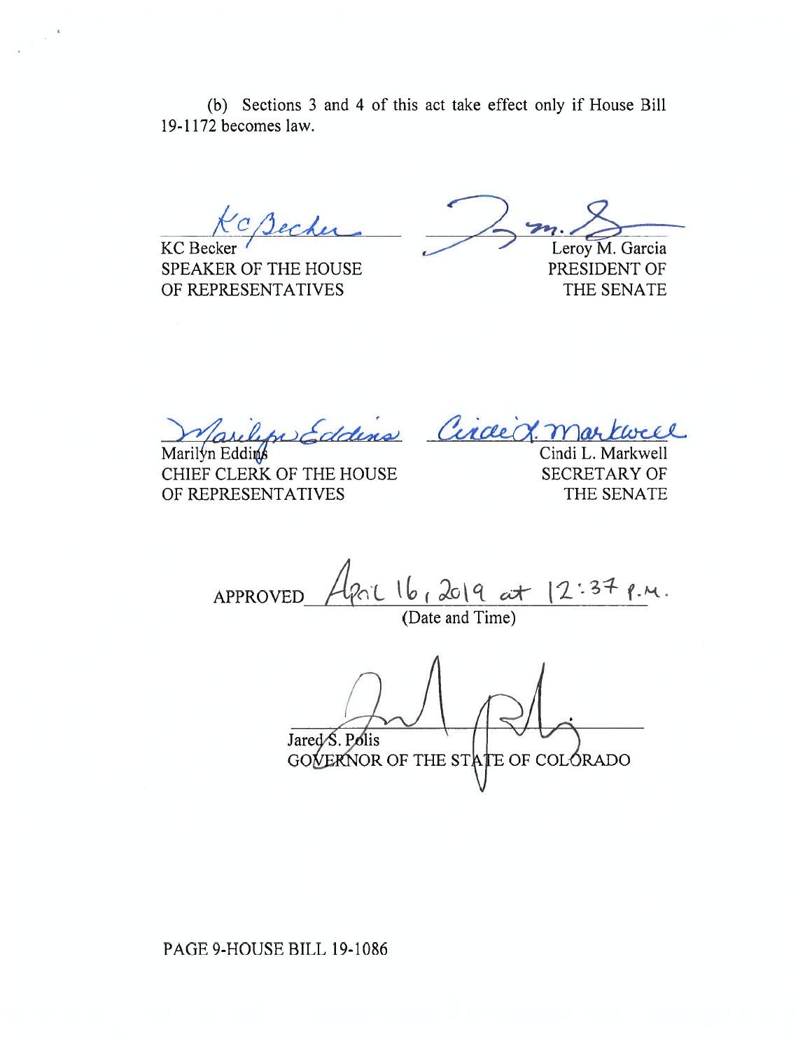(b) Sections 3 and 4 of this act take effect only if House Bill 19-1172 becomes law.

| | |
|---|---|
| KC Becker<br>SPEAKER OF THE HOUSE<br>OF REPRESENTATIVES | Leroy M. Garcia<br>PRESIDENT OF<br>THE SENATE |
| Marilyn Eddins<br>CHIEF CLERK OF THE HOUSE<br>OF REPRESENTATIVES | Cindi L. Markwell<br>SECRETARY OF<br>THE SENATE |

APPROVED April 16, 2019 at 12:37 p.m.
(Date and Time)

Jared S. Polis
GOVERNOR OF THE STATE OF COLORADO

PAGE 9-HOUSE BILL 19-1086